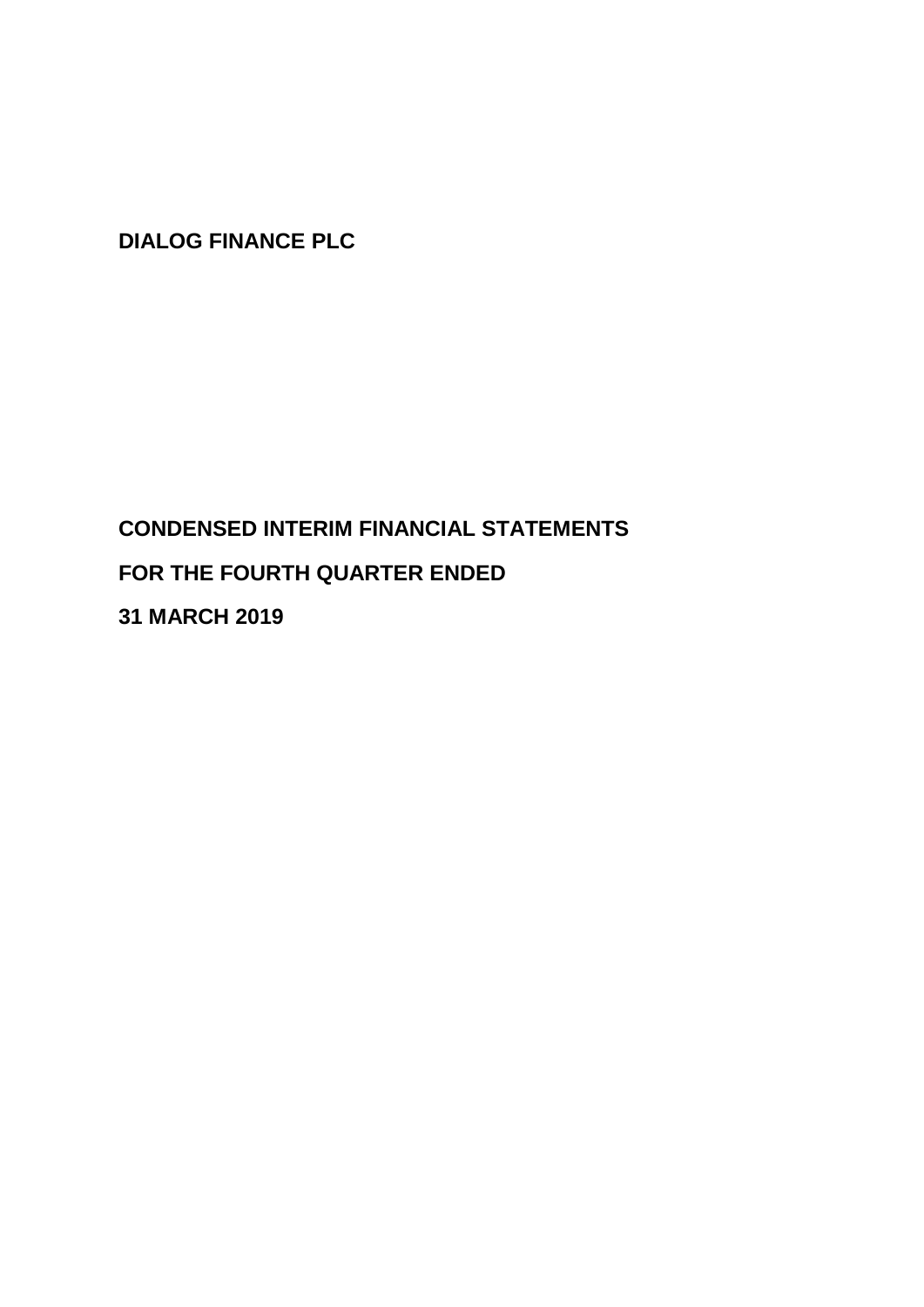**DIALOG FINANCE PLC**

**CONDENSED INTERIM FINANCIAL STATEMENTS**

**FOR THE FOURTH QUARTER ENDED**

**31 MARCH 2019**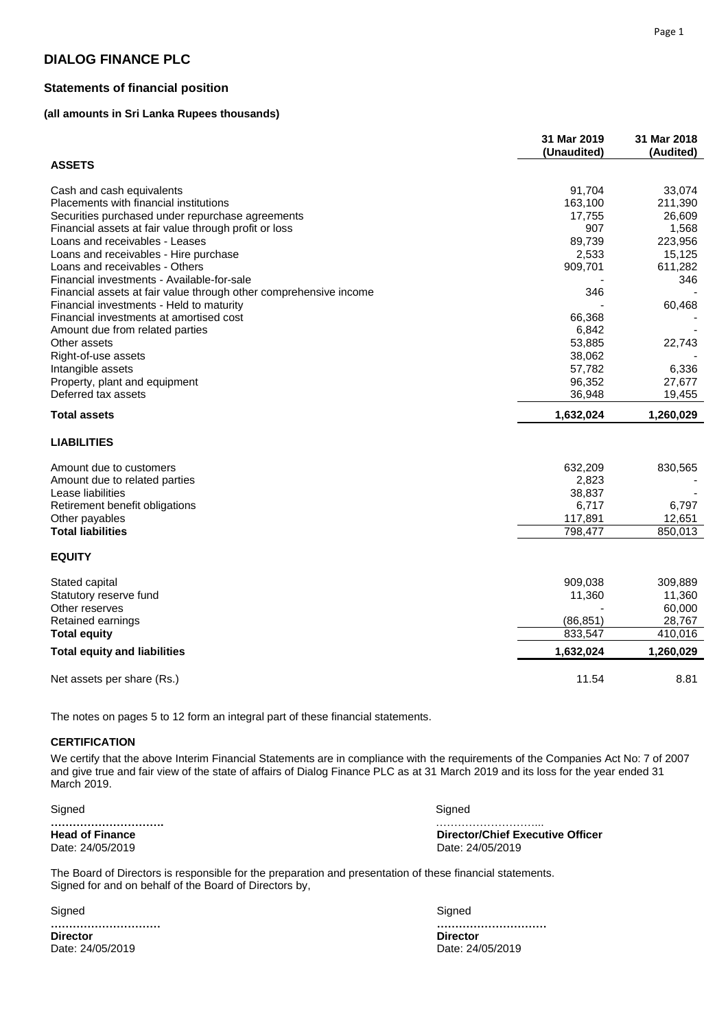# DIALOG FINANCE PLC

## Statements of financial position

**(all amounts in Sri Lanka Rupees thousands)**

| | 31 Mar 2019 (Unaudited) | 31 Mar 2018 (Audited) |
|---|---|---|
| **ASSETS** | | |
| Cash and cash equivalents | 91,704 | 33,074 |
| Placements with financial institutions | 163,100 | 211,390 |
| Securities purchased under repurchase agreements | 17,755 | 26,609 |
| Financial assets at fair value through profit or loss | 907 | 1,568 |
| Loans and receivables - Leases | 89,739 | 223,956 |
| Loans and receivables - Hire purchase | 2,533 | 15,125 |
| Loans and receivables - Others | 909,701 | 611,282 |
| Financial investments - Available-for-sale | - | 346 |
| Financial assets at fair value through other comprehensive income | 346 | - |
| Financial investments - Held to maturity | - | 60,468 |
| Financial investments at amortised cost | 66,368 | - |
| Amount due from related parties | 6,842 | - |
| Other assets | 53,885 | 22,743 |
| Right-of-use assets | 38,062 | - |
| Intangible assets | 57,782 | 6,336 |
| Property, plant and equipment | 96,352 | 27,677 |
| Deferred tax assets | 36,948 | 19,455 |
| **Total assets** | **1,632,024** | **1,260,029** |
| **LIABILITIES** | | |
| Amount due to customers | 632,209 | 830,565 |
| Amount due to related parties | 2,823 | - |
| Lease liabilities | 38,837 | - |
| Retirement benefit obligations | 6,717 | 6,797 |
| Other payables | 117,891 | 12,651 |
| **Total liabilities** | 798,477 | 850,013 |
| **EQUITY** | | |
| Stated capital | 909,038 | 309,889 |
| Statutory reserve fund | 11,360 | 11,360 |
| Other reserves | - | 60,000 |
| Retained earnings | (86,851) | 28,767 |
| **Total equity** | 833,547 | 410,016 |
| **Total equity and liabilities** | **1,632,024** | **1,260,029** |
| Net assets per share (Rs.) | 11.54 | 8.81 |

The notes on pages 5 to 12 form an integral part of these financial statements.

**CERTIFICATION**

We certify that the above Interim Financial Statements are in compliance with the requirements of the Companies Act No: 7 of 2007 and give true and fair view of the state of affairs of Dialog Finance PLC as at 31 March 2019 and its loss for the year ended 31 March 2019.

Signed
…………………………
**Head of Finance**
Date: 24/05/2019

Signed
………………………..
**Director/Chief Executive Officer**
Date: 24/05/2019

The Board of Directors is responsible for the preparation and presentation of these financial statements.
Signed for and on behalf of the Board of Directors by,

Signed
…………………………
**Director**
Date: 24/05/2019

Signed
…………………………
**Director**
Date: 24/05/2019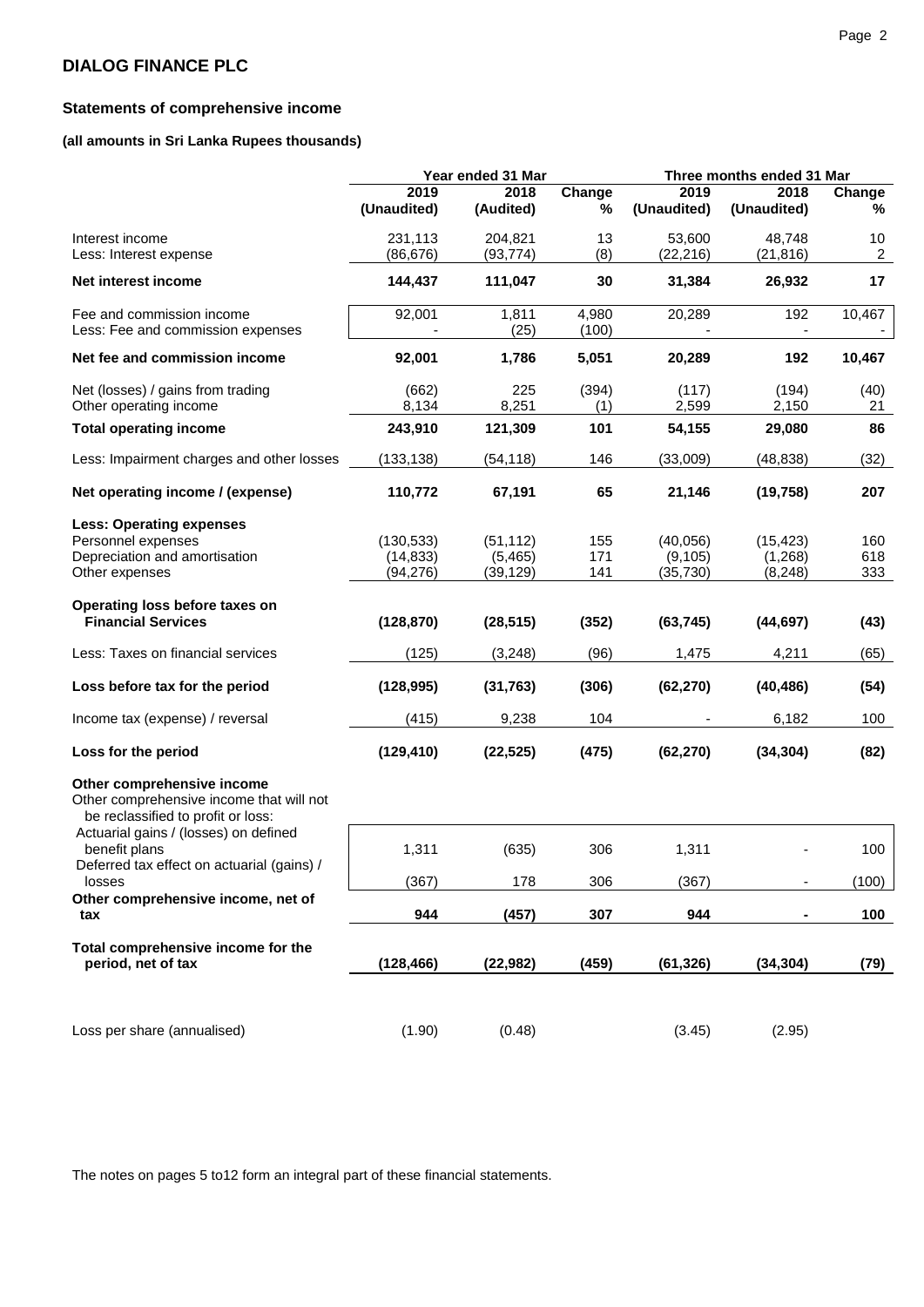## DIALOG FINANCE PLC

### Statements of comprehensive income

**(all amounts in Sri Lanka Rupees thousands)**

| | Year ended 31 Mar | | | Three months ended 31 Mar | | |
|---|---|---|---|---|---|---|
| | 2019 (Unaudited) | 2018 (Audited) | Change % | 2019 (Unaudited) | 2018 (Unaudited) | Change % |
| Interest income | 231,113 | 204,821 | 13 | 53,600 | 48,748 | 10 |
| Less: Interest expense | (86,676) | (93,774) | (8) | (22,216) | (21,816) | 2 |
| **Net interest income** | **144,437** | **111,047** | **30** | **31,384** | **26,932** | **17** |
| Fee and commission income | 92,001 | 1,811 | 4,980 | 20,289 | 192 | 10,467 |
| Less: Fee and commission expenses | - | (25) | (100) | - | - | - |
| **Net fee and commission income** | **92,001** | **1,786** | **5,051** | **20,289** | **192** | **10,467** |
| Net (losses) / gains from trading | (662) | 225 | (394) | (117) | (194) | (40) |
| Other operating income | 8,134 | 8,251 | (1) | 2,599 | 2,150 | 21 |
| **Total operating income** | **243,910** | **121,309** | **101** | **54,155** | **29,080** | **86** |
| Less: Impairment charges and other losses | (133,138) | (54,118) | 146 | (33,009) | (48,838) | (32) |
| **Net operating income / (expense)** | **110,772** | **67,191** | **65** | **21,146** | **(19,758)** | **207** |
| **Less: Operating expenses** | | | | | | |
| Personnel expenses | (130,533) | (51,112) | 155 | (40,056) | (15,423) | 160 |
| Depreciation and amortisation | (14,833) | (5,465) | 171 | (9,105) | (1,268) | 618 |
| Other expenses | (94,276) | (39,129) | 141 | (35,730) | (8,248) | 333 |
| **Operating loss before taxes on Financial Services** | **(128,870)** | **(28,515)** | **(352)** | **(63,745)** | **(44,697)** | **(43)** |
| Less: Taxes on financial services | (125) | (3,248) | (96) | 1,475 | 4,211 | (65) |
| **Loss before tax for the period** | **(128,995)** | **(31,763)** | **(306)** | **(62,270)** | **(40,486)** | **(54)** |
| Income tax (expense) / reversal | (415) | 9,238 | 104 | - | 6,182 | 100 |
| **Loss for the period** | **(129,410)** | **(22,525)** | **(475)** | **(62,270)** | **(34,304)** | **(82)** |
| **Other comprehensive income** | | | | | | |
| Other comprehensive income that will not be reclassified to profit or loss: | | | | | | |
| Actuarial gains / (losses) on defined benefit plans | 1,311 | (635) | 306 | 1,311 | - | 100 |
| Deferred tax effect on actuarial (gains) / losses | (367) | 178 | 306 | (367) | - | (100) |
| **Other comprehensive income, net of tax** | **944** | **(457)** | **307** | **944** | **-** | **100** |
| **Total comprehensive income for the period, net of tax** | **(128,466)** | **(22,982)** | **(459)** | **(61,326)** | **(34,304)** | **(79)** |
| Loss per share (annualised) | (1.90) | (0.48) | | (3.45) | (2.95) | |

The notes on pages 5 to12 form an integral part of these financial statements.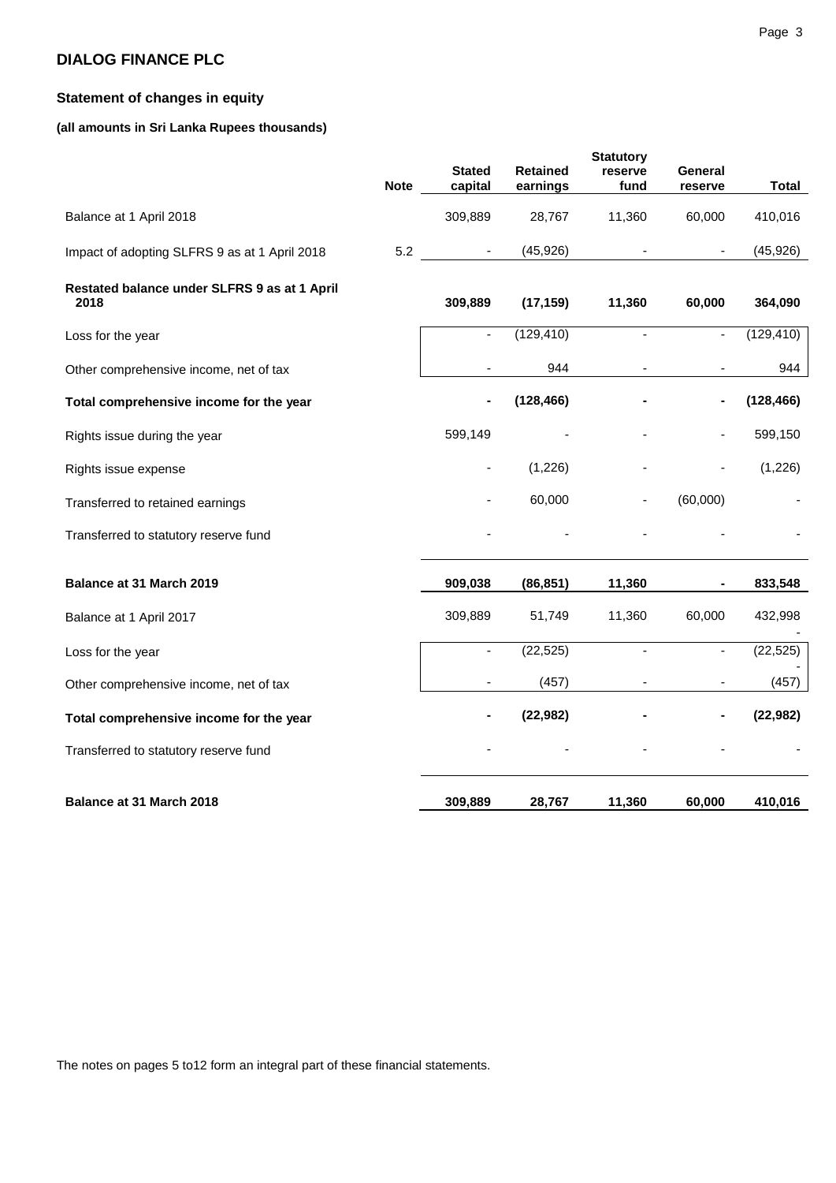## DIALOG FINANCE PLC

### Statement of changes in equity

**(all amounts in Sri Lanka Rupees thousands)**

| | Note | Stated capital | Retained earnings | Statutory reserve fund | General reserve | Total |
|---|---|---|---|---|---|---|
| Balance at 1 April 2018 | | 309,889 | 28,767 | 11,360 | 60,000 | 410,016 |
| Impact of adopting SLFRS 9 as at 1 April 2018 | 5.2 | - | (45,926) | - | - | (45,926) |
| **Restated balance under SLFRS 9 as at 1 April 2018** | | **309,889** | **(17,159)** | **11,360** | **60,000** | **364,090** |
| Loss for the year | | - | (129,410) | - | - | (129,410) |
| Other comprehensive income, net of tax | | - | 944 | - | - | 944 |
| **Total comprehensive income for the year** | | **-** | **(128,466)** | **-** | **-** | **(128,466)** |
| Rights issue during the year | | 599,149 | - | - | - | 599,150 |
| Rights issue expense | | - | (1,226) | - | - | (1,226) |
| Transferred to retained earnings | | - | 60,000 | - | (60,000) | - |
| Transferred to statutory reserve fund | | - | - | - | - | - |
| **Balance at 31 March 2019** | | **909,038** | **(86,851)** | **11,360** | **-** | **833,548** |
| Balance at 1 April 2017 | | 309,889 | 51,749 | 11,360 | 60,000 | 432,998 |
| Loss for the year | | - | (22,525) | - | - | (22,525) |
| Other comprehensive income, net of tax | | - | (457) | - | - | (457) |
| **Total comprehensive income for the year** | | **-** | **(22,982)** | **-** | **-** | **(22,982)** |
| Transferred to statutory reserve fund | | - | - | - | - | - |
| **Balance at 31 March 2018** | | **309,889** | **28,767** | **11,360** | **60,000** | **410,016** |

The notes on pages 5 to12 form an integral part of these financial statements.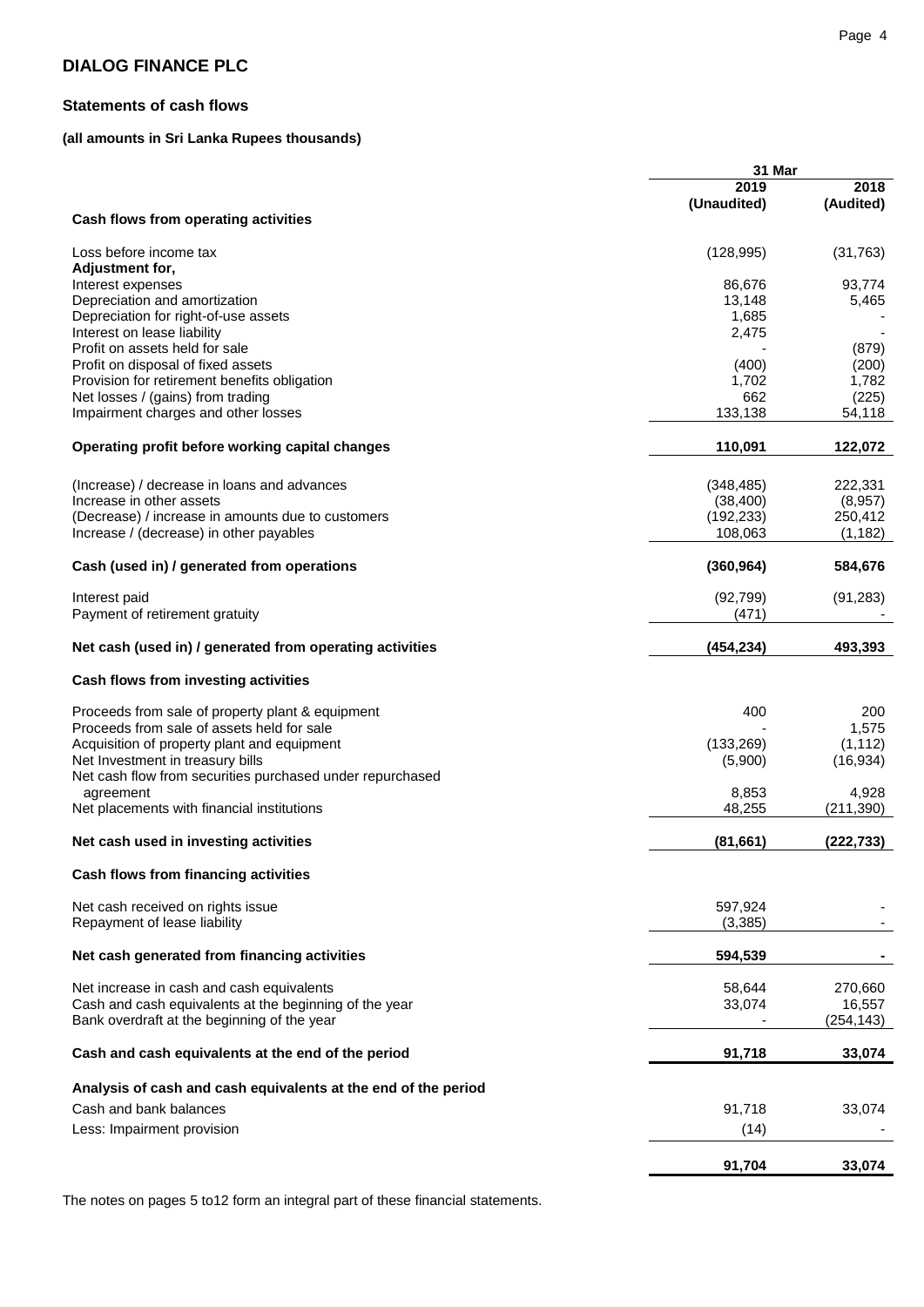# DIALOG FINANCE PLC

## Statements of cash flows

**(all amounts in Sri Lanka Rupees thousands)**

| | 31 Mar 2019 (Unaudited) | 31 Mar 2018 (Audited) |
|---|---|---|
| **Cash flows from operating activities** | | |
| Loss before income tax | (128,995) | (31,763) |
| **Adjustment for,** | | |
| Interest expenses | 86,676 | 93,774 |
| Depreciation and amortization | 13,148 | 5,465 |
| Depreciation for right-of-use assets | 1,685 | - |
| Interest on lease liability | 2,475 | - |
| Profit on assets held for sale | - | (879) |
| Profit on disposal of fixed assets | (400) | (200) |
| Provision for retirement benefits obligation | 1,702 | 1,782 |
| Net losses / (gains) from trading | 662 | (225) |
| Impairment charges and other losses | 133,138 | 54,118 |
| **Operating profit before working capital changes** | **110,091** | **122,072** |
| (Increase) / decrease in loans and advances | (348,485) | 222,331 |
| Increase in other assets | (38,400) | (8,957) |
| (Decrease) / increase in amounts due to customers | (192,233) | 250,412 |
| Increase / (decrease) in other payables | 108,063 | (1,182) |
| **Cash (used in) / generated from operations** | **(360,964)** | **584,676** |
| Interest paid | (92,799) | (91,283) |
| Payment of retirement gratuity | (471) | - |
| **Net cash (used in) / generated from operating activities** | **(454,234)** | **493,393** |
| **Cash flows from investing activities** | | |
| Proceeds from sale of property plant & equipment | 400 | 200 |
| Proceeds from sale of assets held for sale | - | 1,575 |
| Acquisition of property plant and equipment | (133,269) | (1,112) |
| Net Investment in treasury bills | (5,900) | (16,934) |
| Net cash flow from securities purchased under repurchased agreement | 8,853 | 4,928 |
| Net placements with financial institutions | 48,255 | (211,390) |
| **Net cash used in investing activities** | **(81,661)** | **(222,733)** |
| **Cash flows from financing activities** | | |
| Net cash received on rights issue | 597,924 | - |
| Repayment of lease liability | (3,385) | - |
| **Net cash generated from financing activities** | **594,539** | **-** |
| Net increase in cash and cash equivalents | 58,644 | 270,660 |
| Cash and cash equivalents at the beginning of the year | 33,074 | 16,557 |
| Bank overdraft at the beginning of the year | - | (254,143) |
| **Cash and cash equivalents at the end of the period** | **91,718** | **33,074** |
| **Analysis of cash and cash equivalents at the end of the period** | | |
| Cash and bank balances | 91,718 | 33,074 |
| Less: Impairment provision | (14) | - |
| | **91,704** | **33,074** |

The notes on pages 5 to12 form an integral part of these financial statements.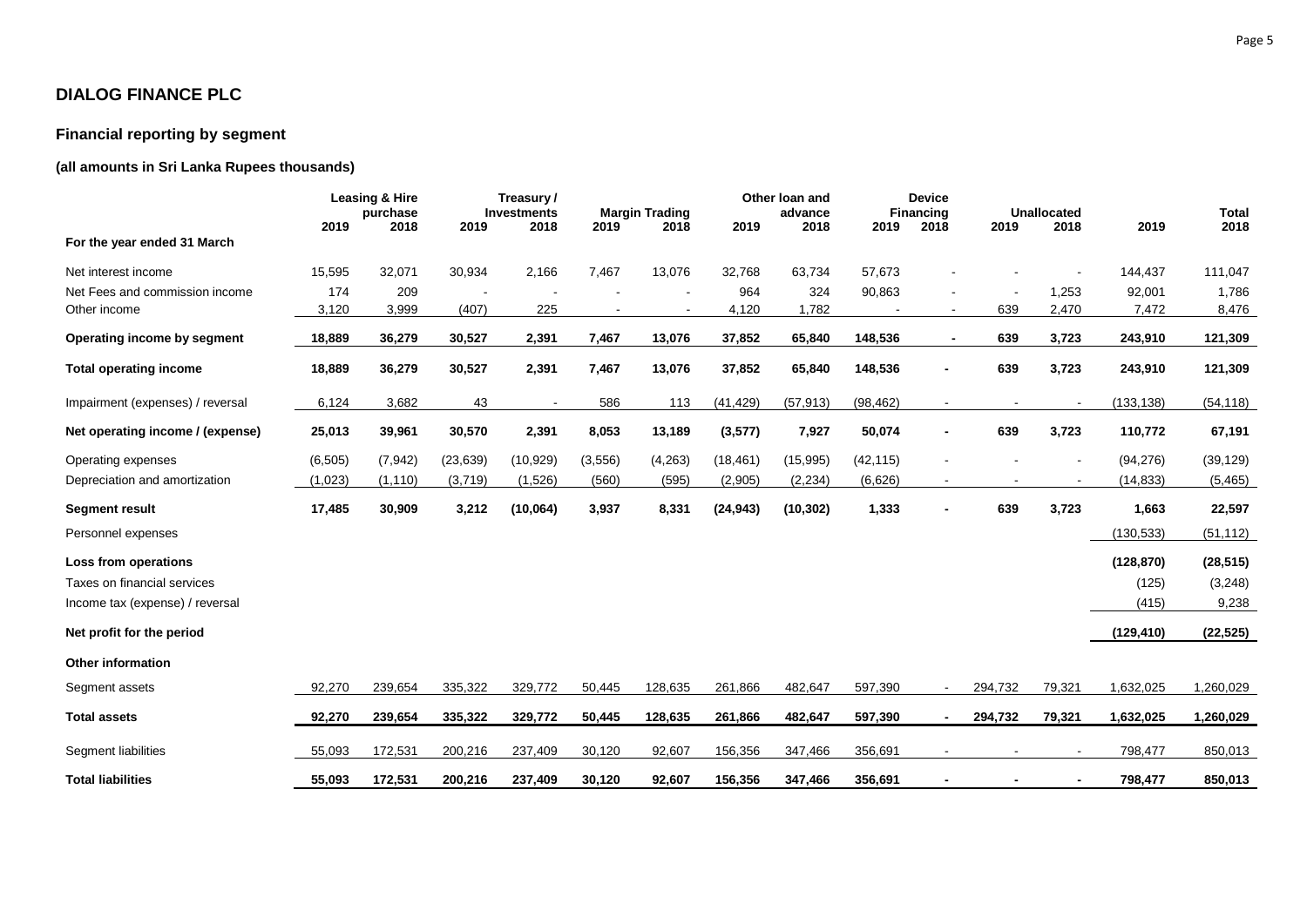# DIALOG FINANCE PLC

## Financial reporting by segment

### (all amounts in Sri Lanka Rupees thousands)

| | Leasing & Hire purchase | | Treasury / Investments | | Margin Trading | | Other loan and advance | | Device Financing | | Unallocated | | Total | |
|---|---|---|---|---|---|---|---|---|---|---|---|---|---|---|
| | 2019 | 2018 | 2019 | 2018 | 2019 | 2018 | 2019 | 2018 | 2019 | 2018 | 2019 | 2018 | 2019 | 2018 |
| **For the year ended 31 March** | | | | | | | | | | | | | | |
| Net interest income | 15,595 | 32,071 | 30,934 | 2,166 | 7,467 | 13,076 | 32,768 | 63,734 | 57,673 | - | - | - | 144,437 | 111,047 |
| Net Fees and commission income | 174 | 209 | - | - | - | - | 964 | 324 | 90,863 | - | - | 1,253 | 92,001 | 1,786 |
| Other income | 3,120 | 3,999 | (407) | 225 | - | - | 4,120 | 1,782 | - | - | 639 | 2,470 | 7,472 | 8,476 |
| **Operating income by segment** | **18,889** | **36,279** | **30,527** | **2,391** | **7,467** | **13,076** | **37,852** | **65,840** | **148,536** | **-** | **639** | **3,723** | **243,910** | **121,309** |
| **Total operating income** | **18,889** | **36,279** | **30,527** | **2,391** | **7,467** | **13,076** | **37,852** | **65,840** | **148,536** | **-** | **639** | **3,723** | **243,910** | **121,309** |
| Impairment (expenses) / reversal | 6,124 | 3,682 | 43 | - | 586 | 113 | (41,429) | (57,913) | (98,462) | - | - | - | (133,138) | (54,118) |
| **Net operating income / (expense)** | **25,013** | **39,961** | **30,570** | **2,391** | **8,053** | **13,189** | **(3,577)** | **7,927** | **50,074** | **-** | **639** | **3,723** | **110,772** | **67,191** |
| Operating expenses | (6,505) | (7,942) | (23,639) | (10,929) | (3,556) | (4,263) | (18,461) | (15,995) | (42,115) | - | - | - | (94,276) | (39,129) |
| Depreciation and amortization | (1,023) | (1,110) | (3,719) | (1,526) | (560) | (595) | (2,905) | (2,234) | (6,626) | - | - | - | (14,833) | (5,465) |
| **Segment result** | **17,485** | **30,909** | **3,212** | **(10,064)** | **3,937** | **8,331** | **(24,943)** | **(10,302)** | **1,333** | **-** | **639** | **3,723** | **1,663** | **22,597** |
| Personnel expenses | | | | | | | | | | | | | (130,533) | (51,112) |
| **Loss from operations** | | | | | | | | | | | | | **(128,870)** | **(28,515)** |
| Taxes on financial services | | | | | | | | | | | | | (125) | (3,248) |
| Income tax (expense) / reversal | | | | | | | | | | | | | (415) | 9,238 |
| **Net profit for the period** | | | | | | | | | | | | | **(129,410)** | **(22,525)** |
| **Other information** | | | | | | | | | | | | | | |
| Segment assets | 92,270 | 239,654 | 335,322 | 329,772 | 50,445 | 128,635 | 261,866 | 482,647 | 597,390 | - | 294,732 | 79,321 | 1,632,025 | 1,260,029 |
| **Total assets** | **92,270** | **239,654** | **335,322** | **329,772** | **50,445** | **128,635** | **261,866** | **482,647** | **597,390** | **-** | **294,732** | **79,321** | **1,632,025** | **1,260,029** |
| Segment liabilities | 55,093 | 172,531 | 200,216 | 237,409 | 30,120 | 92,607 | 156,356 | 347,466 | 356,691 | - | - | - | 798,477 | 850,013 |
| **Total liabilities** | **55,093** | **172,531** | **200,216** | **237,409** | **30,120** | **92,607** | **156,356** | **347,466** | **356,691** | **-** | **-** | **-** | **798,477** | **850,013** |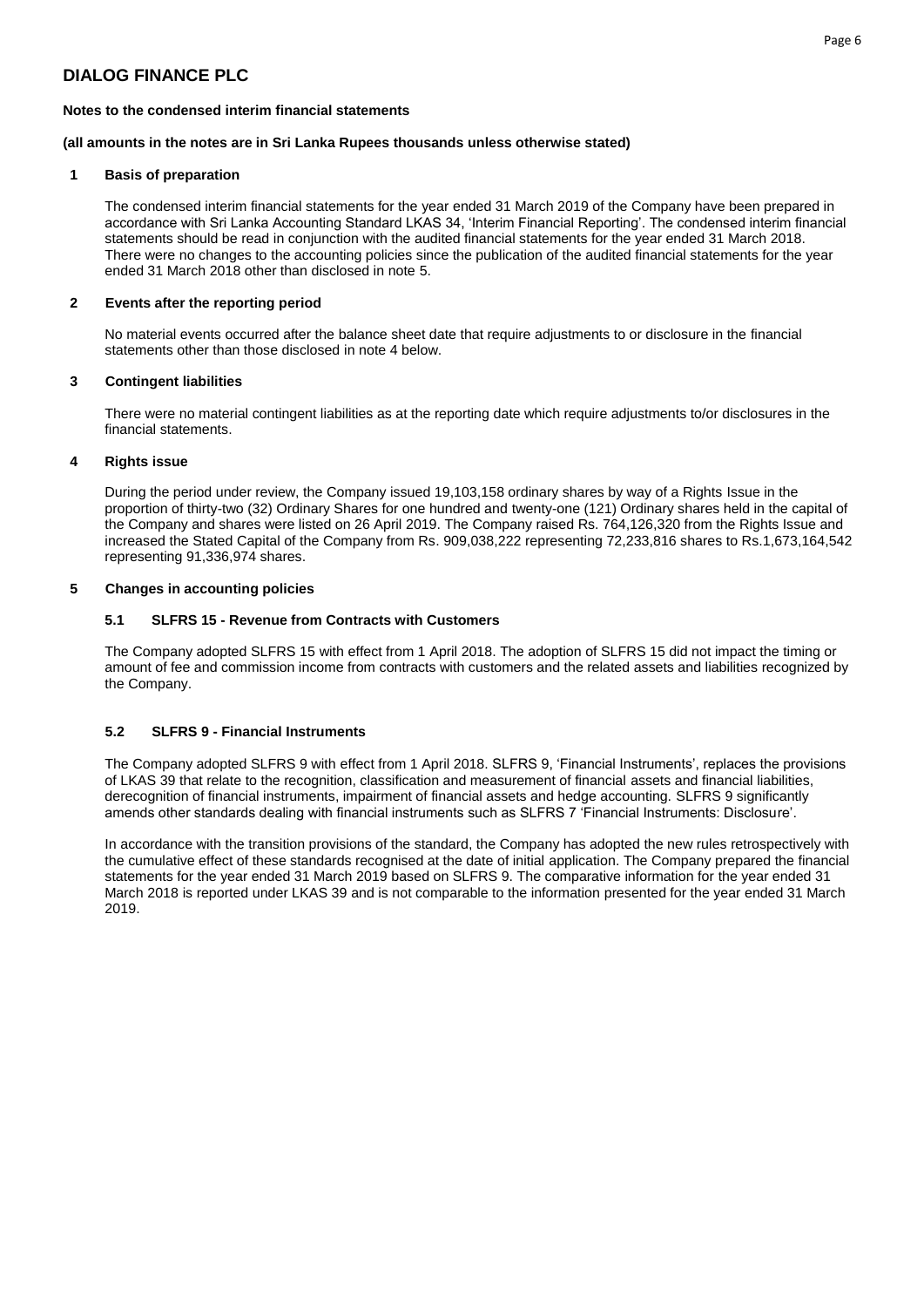## DIALOG FINANCE PLC

**Notes to the condensed interim financial statements**

**(all amounts in the notes are in Sri Lanka Rupees thousands unless otherwise stated)**

### 1 Basis of preparation

The condensed interim financial statements for the year ended 31 March 2019 of the Company have been prepared in accordance with Sri Lanka Accounting Standard LKAS 34, 'Interim Financial Reporting'. The condensed interim financial statements should be read in conjunction with the audited financial statements for the year ended 31 March 2018. There were no changes to the accounting policies since the publication of the audited financial statements for the year ended 31 March 2018 other than disclosed in note 5.

### 2 Events after the reporting period

No material events occurred after the balance sheet date that require adjustments to or disclosure in the financial statements other than those disclosed in note 4 below.

### 3 Contingent liabilities

There were no material contingent liabilities as at the reporting date which require adjustments to/or disclosures in the financial statements.

### 4 Rights issue

During the period under review, the Company issued 19,103,158 ordinary shares by way of a Rights Issue in the proportion of thirty-two (32) Ordinary Shares for one hundred and twenty-one (121) Ordinary shares held in the capital of the Company and shares were listed on 26 April 2019. The Company raised Rs. 764,126,320 from the Rights Issue and increased the Stated Capital of the Company from Rs. 909,038,222 representing 72,233,816 shares to Rs.1,673,164,542 representing 91,336,974 shares.

### 5 Changes in accounting policies

#### 5.1 SLFRS 15 - Revenue from Contracts with Customers

The Company adopted SLFRS 15 with effect from 1 April 2018. The adoption of SLFRS 15 did not impact the timing or amount of fee and commission income from contracts with customers and the related assets and liabilities recognized by the Company.

#### 5.2 SLFRS 9 - Financial Instruments

The Company adopted SLFRS 9 with effect from 1 April 2018. SLFRS 9, 'Financial Instruments', replaces the provisions of LKAS 39 that relate to the recognition, classification and measurement of financial assets and financial liabilities, derecognition of financial instruments, impairment of financial assets and hedge accounting. SLFRS 9 significantly amends other standards dealing with financial instruments such as SLFRS 7 'Financial Instruments: Disclosure'.

In accordance with the transition provisions of the standard, the Company has adopted the new rules retrospectively with the cumulative effect of these standards recognised at the date of initial application. The Company prepared the financial statements for the year ended 31 March 2019 based on SLFRS 9. The comparative information for the year ended 31 March 2018 is reported under LKAS 39 and is not comparable to the information presented for the year ended 31 March 2019.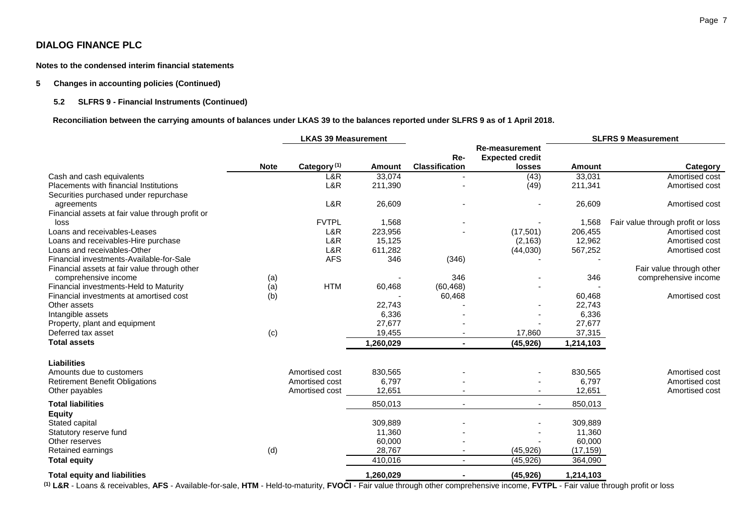## DIALOG FINANCE PLC

**Notes to the condensed interim financial statements**

### 5 Changes in accounting policies (Continued)

#### 5.2 SLFRS 9 - Financial Instruments (Continued)

**Reconciliation between the carrying amounts of balances under LKAS 39 to the balances reported under SLFRS 9 as of 1 April 2018.**

| | | LKAS 39 Measurement | | | | SLFRS 9 Measurement | |
|---|---|---|---|---|---|---|---|
| | **Note** | **Category [(1)]** | **Amount** | **Re-Classification** | **Re-measurement Expected credit losses** | **Amount** | **Category** |
| Cash and cash equivalents | | L&R | 33,074 | - | (43) | 33,031 | Amortised cost |
| Placements with financial Institutions | | L&R | 211,390 | - | (49) | 211,341 | Amortised cost |
| Securities purchased under repurchase agreements | | L&R | 26,609 | - | - | 26,609 | Amortised cost |
| Financial assets at fair value through profit or loss | | FVTPL | 1,568 | - | - | 1,568 | Fair value through profit or loss |
| Loans and receivables-Leases | | L&R | 223,956 | - | (17,501) | 206,455 | Amortised cost |
| Loans and receivables-Hire purchase | | L&R | 15,125 | | (2,163) | 12,962 | Amortised cost |
| Loans and receivables-Other | | L&R | 611,282 | | (44,030) | 567,252 | Amortised cost |
| Financial investments-Available-for-Sale | | AFS | 346 | (346) | - | - | |
| Financial assets at fair value through other comprehensive income | (a) | | - | 346 | - | 346 | Fair value through other comprehensive income |
| Financial investments-Held to Maturity | (a) | HTM | 60,468 | (60,468) | - | - | |
| Financial investments at amortised cost | (b) | | - | 60,468 | | 60,468 | Amortised cost |
| Other assets | | | 22,743 | - | - | 22,743 | |
| Intangible assets | | | 6,336 | - | - | 6,336 | |
| Property, plant and equipment | | | 27,677 | - | - | 27,677 | |
| Deferred tax asset | (c) | | 19,455 | - | 17,860 | 37,315 | |
| **Total assets** | | | **1,260,029** | **-** | **(45,926)** | **1,214,103** | |
| **Liabilities** | | | | | | | |
| Amounts due to customers | | Amortised cost | 830,565 | - | - | 830,565 | Amortised cost |
| Retirement Benefit Obligations | | Amortised cost | 6,797 | - | - | 6,797 | Amortised cost |
| Other payables | | Amortised cost | 12,651 | - | - | 12,651 | Amortised cost |
| **Total liabilities** | | | 850,013 | - | - | 850,013 | |
| **Equity** | | | | | | | |
| Stated capital | | | 309,889 | - | - | 309,889 | |
| Statutory reserve fund | | | 11,360 | - | - | 11,360 | |
| Other reserves | | | 60,000 | - | - | 60,000 | |
| Retained earnings | (d) | | 28,767 | - | (45,926) | (17,159) | |
| **Total equity** | | | 410,016 | - | (45,926) | 364,090 | |
| **Total equity and liabilities** | | | **1,260,029** | **-** | **(45,926)** | **1,214,103** | |

[(1)] **L&R** - Loans & receivables, **AFS** - Available-for-sale, **HTM** - Held-to-maturity, **FVOCI** - Fair value through other comprehensive income, **FVTPL** - Fair value through profit or loss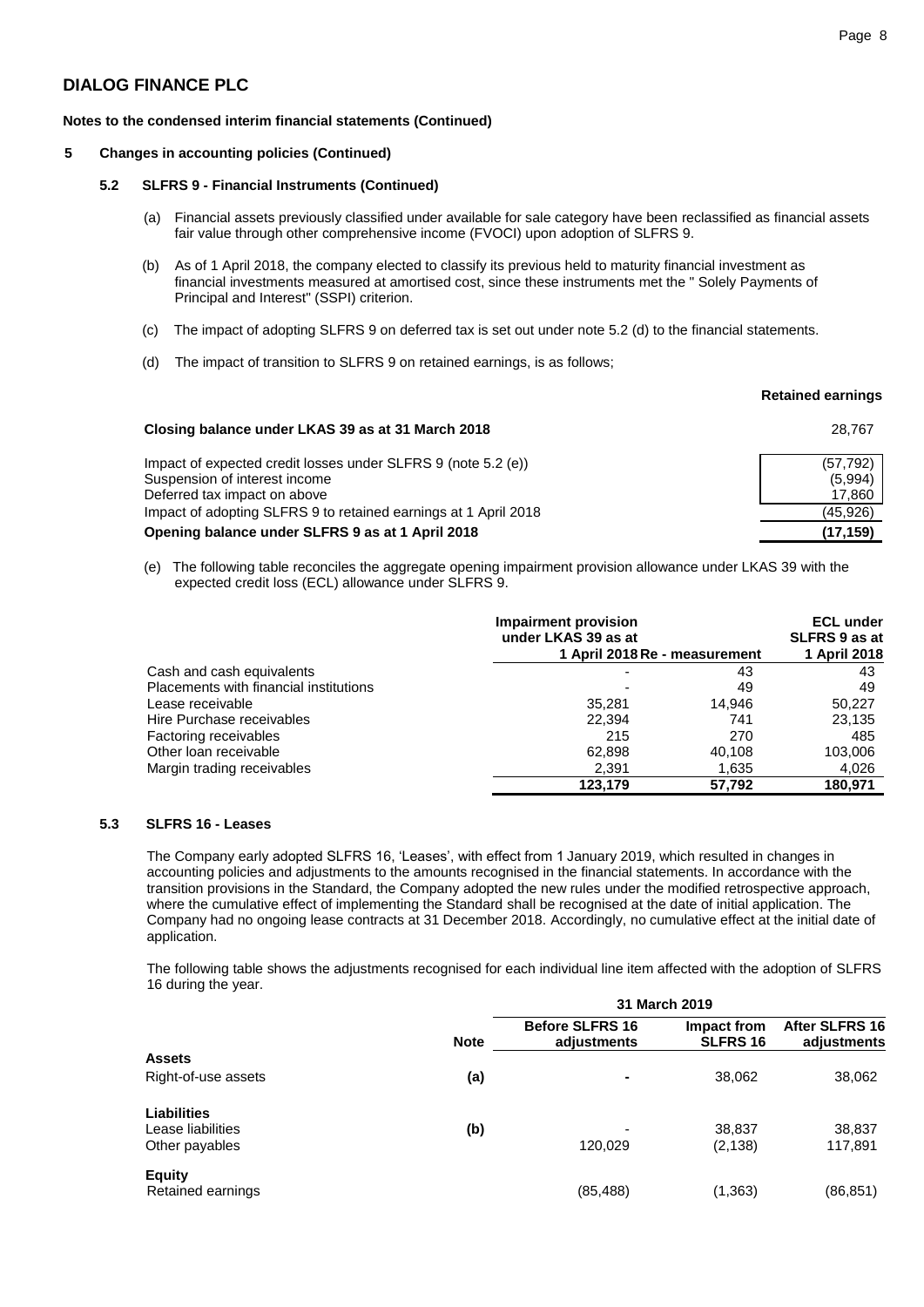**DIALOG FINANCE PLC**

**Notes to the condensed interim financial statements (Continued)**

**5 Changes in accounting policies (Continued)**

**5.2 SLFRS 9 - Financial Instruments (Continued)**

(a) Financial assets previously classified under available for sale category have been reclassified as financial assets fair value through other comprehensive income (FVOCI) upon adoption of SLFRS 9.

(b) As of 1 April 2018, the company elected to classify its previous held to maturity financial investment as financial investments measured at amortised cost, since these instruments met the " Solely Payments of Principal and Interest" (SSPI) criterion.

(c) The impact of adopting SLFRS 9 on deferred tax is set out under note 5.2 (d) to the financial statements.

(d) The impact of transition to SLFRS 9 on retained earnings, is as follows;

| | Retained earnings |
|---|---|
| **Closing balance under LKAS 39 as at 31 March 2018** | 28,767 |
| Impact of expected credit losses under SLFRS 9 (note 5.2 (e)) | (57,792) |
| Suspension of interest income | (5,994) |
| Deferred tax impact on above | 17,860 |
| Impact of adopting SLFRS 9 to retained earnings at 1 April 2018 | (45,926) |
| **Opening balance under SLFRS 9 as at 1 April 2018** | **(17,159)** |

(e) The following table reconciles the aggregate opening impairment provision allowance under LKAS 39 with the expected credit loss (ECL) allowance under SLFRS 9.

| | Impairment provision under LKAS 39 as at 1 April 2018 | Re - measurement | ECL under SLFRS 9 as at 1 April 2018 |
|---|---|---|---|
| Cash and cash equivalents | - | 43 | 43 |
| Placements with financial institutions | - | 49 | 49 |
| Lease receivable | 35,281 | 14,946 | 50,227 |
| Hire Purchase receivables | 22,394 | 741 | 23,135 |
| Factoring receivables | 215 | 270 | 485 |
| Other loan receivable | 62,898 | 40,108 | 103,006 |
| Margin trading receivables | 2,391 | 1,635 | 4,026 |
| | **123,179** | **57,792** | **180,971** |

**5.3 SLFRS 16 - Leases**

The Company early adopted SLFRS 16, 'Leases', with effect from 1 January 2019, which resulted in changes in accounting policies and adjustments to the amounts recognised in the financial statements. In accordance with the transition provisions in the Standard, the Company adopted the new rules under the modified retrospective approach, where the cumulative effect of implementing the Standard shall be recognised at the date of initial application. The Company had no ongoing lease contracts at 31 December 2018. Accordingly, no cumulative effect at the initial date of application.

The following table shows the adjustments recognised for each individual line item affected with the adoption of SLFRS 16 during the year.

| | Note | 31 March 2019 | | |
|---|---|---|---|---|
| | | **Before SLFRS 16 adjustments** | **Impact from SLFRS 16** | **After SLFRS 16 adjustments** |
| **Assets** | | | | |
| Right-of-use assets | **(a)** | - | 38,062 | 38,062 |
| **Liabilities** | | | | |
| Lease liabilities | **(b)** | - | 38,837 | 38,837 |
| Other payables | | 120,029 | (2,138) | 117,891 |
| **Equity** | | | | |
| Retained earnings | | (85,488) | (1,363) | (86,851) |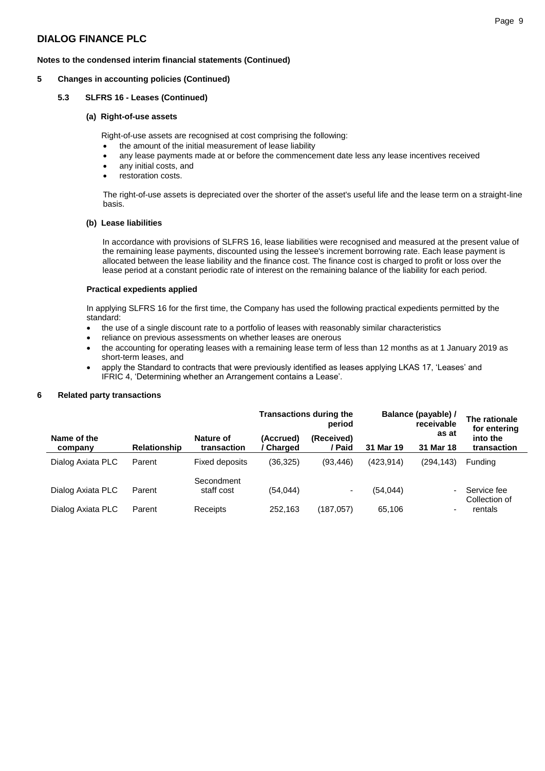# DIALOG FINANCE PLC

**Notes to the condensed interim financial statements (Continued)**

## 5 Changes in accounting policies (Continued)

### 5.3 SLFRS 16 - Leases (Continued)

#### (a) Right-of-use assets

Right-of-use assets are recognised at cost comprising the following:

- the amount of the initial measurement of lease liability
- any lease payments made at or before the commencement date less any lease incentives received
- any initial costs, and
- restoration costs.

The right-of-use assets is depreciated over the shorter of the asset's useful life and the lease term on a straight-line basis.

#### (b) Lease liabilities

In accordance with provisions of SLFRS 16, lease liabilities were recognised and measured at the present value of the remaining lease payments, discounted using the lessee's increment borrowing rate. Each lease payment is allocated between the lease liability and the finance cost. The finance cost is charged to profit or loss over the lease period at a constant periodic rate of interest on the remaining balance of the liability for each period.

#### Practical expedients applied

In applying SLFRS 16 for the first time, the Company has used the following practical expedients permitted by the standard:

- the use of a single discount rate to a portfolio of leases with reasonably similar characteristics
- reliance on previous assessments on whether leases are onerous
- the accounting for operating leases with a remaining lease term of less than 12 months as at 1 January 2019 as short-term leases, and
- apply the Standard to contracts that were previously identified as leases applying LKAS 17, 'Leases' and IFRIC 4, 'Determining whether an Arrangement contains a Lease'.

## 6 Related party transactions

| | | | Transactions during the period | | Balance (payable) / receivable as at | | The rationale for entering into the transaction |
|---|---|---|---|---|---|---|---|
| Name of the company | Relationship | Nature of transaction | (Accrued) / Charged | (Received) / Paid | 31 Mar 19 | 31 Mar 18 | |
| Dialog Axiata PLC | Parent | Fixed deposits | (36,325) | (93,446) | (423,914) | (294,143) | Funding |
| Dialog Axiata PLC | Parent | Secondment staff cost | (54,044) | - | (54,044) | - | Service fee |
| Dialog Axiata PLC | Parent | Receipts | 252,163 | (187,057) | 65,106 | - | Collection of rentals |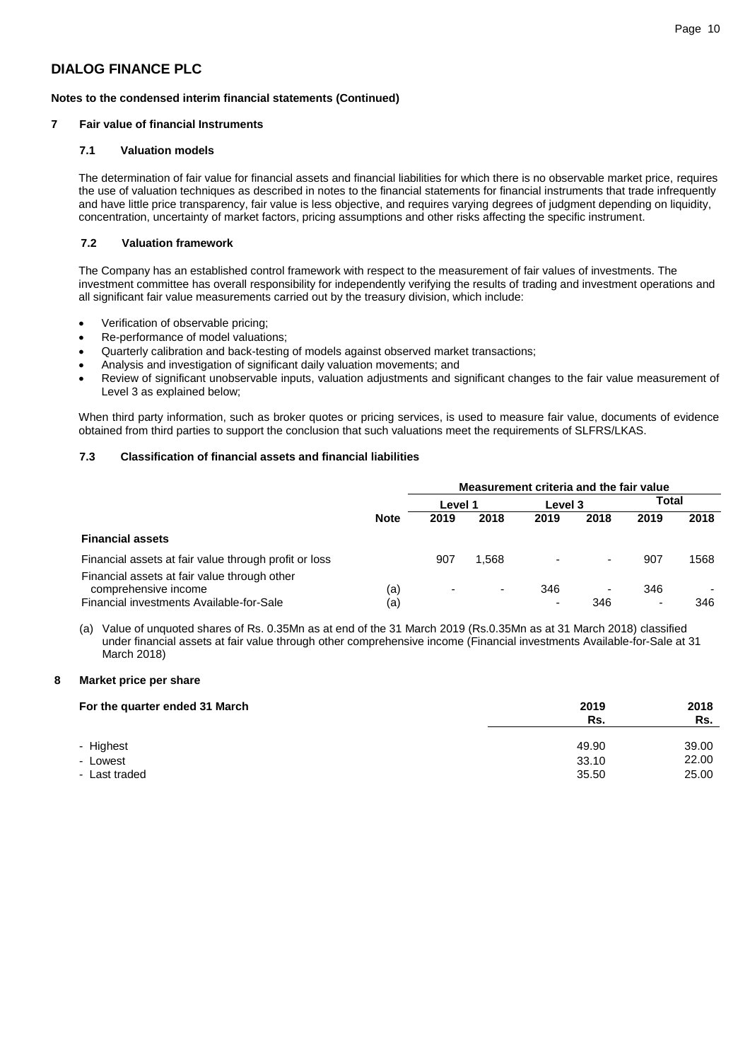## DIALOG FINANCE PLC

**Notes to the condensed interim financial statements (Continued)**

### 7 Fair value of financial Instruments

#### 7.1 Valuation models

The determination of fair value for financial assets and financial liabilities for which there is no observable market price, requires the use of valuation techniques as described in notes to the financial statements for financial instruments that trade infrequently and have little price transparency, fair value is less objective, and requires varying degrees of judgment depending on liquidity, concentration, uncertainty of market factors, pricing assumptions and other risks affecting the specific instrument.

#### 7.2 Valuation framework

The Company has an established control framework with respect to the measurement of fair values of investments. The investment committee has overall responsibility for independently verifying the results of trading and investment operations and all significant fair value measurements carried out by the treasury division, which include:

- Verification of observable pricing;
- Re-performance of model valuations;
- Quarterly calibration and back-testing of models against observed market transactions;
- Analysis and investigation of significant daily valuation movements; and
- Review of significant unobservable inputs, valuation adjustments and significant changes to the fair value measurement of Level 3 as explained below;

When third party information, such as broker quotes or pricing services, is used to measure fair value, documents of evidence obtained from third parties to support the conclusion that such valuations meet the requirements of SLFRS/LKAS.

#### 7.3 Classification of financial assets and financial liabilities

| | | Measurement criteria and the fair value | | | | | |
|---|---|---|---|---|---|---|---|
| | | Level 1 | | Level 3 | | Total | |
| | Note | 2019 | 2018 | 2019 | 2018 | 2019 | 2018 |
| **Financial assets** | | | | | | | |
| Financial assets at fair value through profit or loss | | 907 | 1,568 | - | - | 907 | 1568 |
| Financial assets at fair value through other comprehensive income | (a) | - | - | 346 | - | 346 | - |
| Financial investments Available-for-Sale | (a) | | | - | 346 | - | 346 |

(a) Value of unquoted shares of Rs. 0.35Mn as at end of the 31 March 2019 (Rs.0.35Mn as at 31 March 2018) classified under financial assets at fair value through other comprehensive income (Financial investments Available-for-Sale at 31 March 2018)

### 8 Market price per share

| For the quarter ended 31 March | 2019 Rs. | 2018 Rs. |
|---|---|---|
| - Highest | 49.90 | 39.00 |
| - Lowest | 33.10 | 22.00 |
| - Last traded | 35.50 | 25.00 |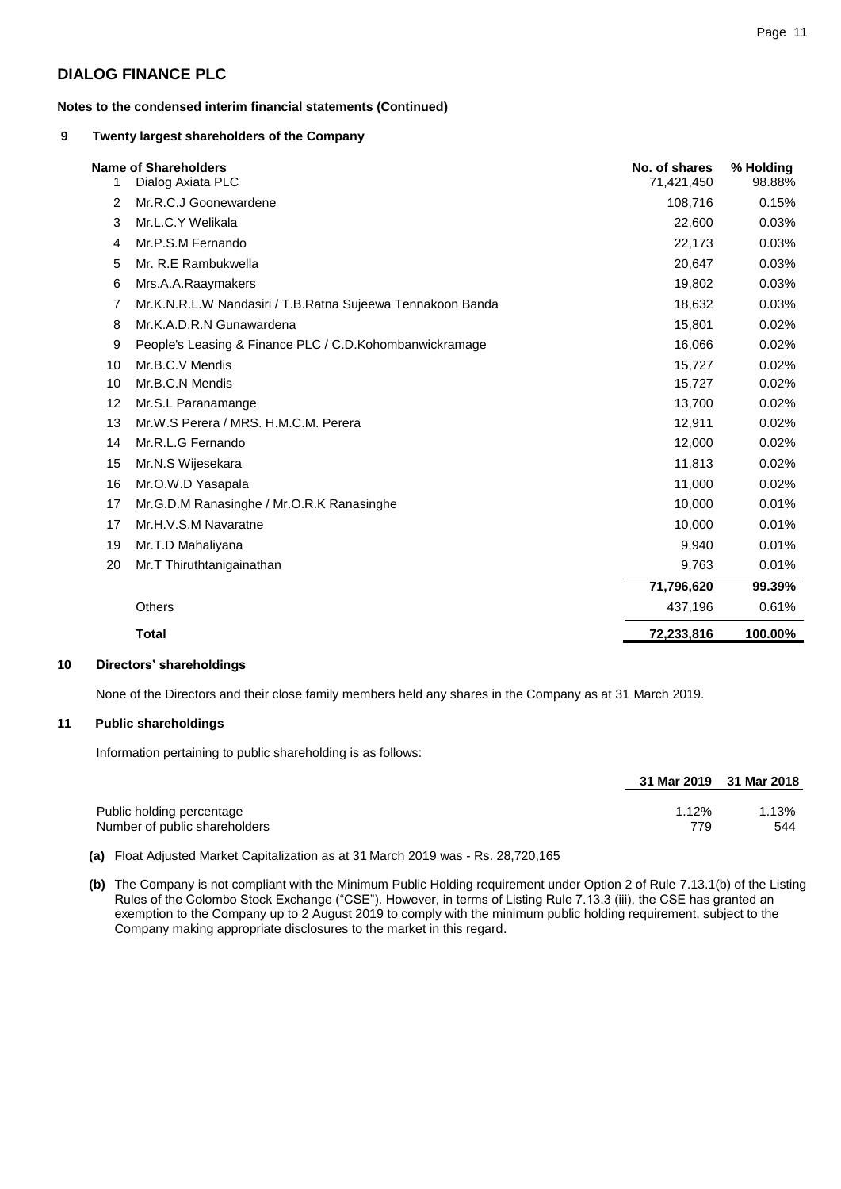## DIALOG FINANCE PLC

**Notes to the condensed interim financial statements (Continued)**

### 9 Twenty largest shareholders of the Company

| | Name of Shareholders | No. of shares | % Holding |
|---|---|---|---|
| 1 | Dialog Axiata PLC | 71,421,450 | 98.88% |
| 2 | Mr.R.C.J Goonewardene | 108,716 | 0.15% |
| 3 | Mr.L.C.Y Welikala | 22,600 | 0.03% |
| 4 | Mr.P.S.M Fernando | 22,173 | 0.03% |
| 5 | Mr. R.E Rambukwella | 20,647 | 0.03% |
| 6 | Mrs.A.A.Raaymakers | 19,802 | 0.03% |
| 7 | Mr.K.N.R.L.W Nandasiri / T.B.Ratna Sujeewa Tennakoon Banda | 18,632 | 0.03% |
| 8 | Mr.K.A.D.R.N Gunawardena | 15,801 | 0.02% |
| 9 | People's Leasing & Finance PLC / C.D.Kohombanwickramage | 16,066 | 0.02% |
| 10 | Mr.B.C.V Mendis | 15,727 | 0.02% |
| 10 | Mr.B.C.N Mendis | 15,727 | 0.02% |
| 12 | Mr.S.L Paranamange | 13,700 | 0.02% |
| 13 | Mr.W.S Perera / MRS. H.M.C.M. Perera | 12,911 | 0.02% |
| 14 | Mr.R.L.G Fernando | 12,000 | 0.02% |
| 15 | Mr.N.S Wijesekara | 11,813 | 0.02% |
| 16 | Mr.O.W.D Yasapala | 11,000 | 0.02% |
| 17 | Mr.G.D.M Ranasinghe / Mr.O.R.K Ranasinghe | 10,000 | 0.01% |
| 17 | Mr.H.V.S.M Navaratne | 10,000 | 0.01% |
| 19 | Mr.T.D Mahaliyana | 9,940 | 0.01% |
| 20 | Mr.T Thiruthtanigainathan | 9,763 | 0.01% |
| | | **71,796,620** | **99.39%** |
| | Others | 437,196 | 0.61% |
| | **Total** | **72,233,816** | **100.00%** |

### 10 Directors' shareholdings

None of the Directors and their close family members held any shares in the Company as at 31 March 2019.

### 11 Public shareholdings

Information pertaining to public shareholding is as follows:

| | 31 Mar 2019 | 31 Mar 2018 |
|---|---|---|
| Public holding percentage | 1.12% | 1.13% |
| Number of public shareholders | 779 | 544 |

**(a)** Float Adjusted Market Capitalization as at 31 March 2019 was - Rs. 28,720,165

**(b)** The Company is not compliant with the Minimum Public Holding requirement under Option 2 of Rule 7.13.1(b) of the Listing Rules of the Colombo Stock Exchange ("CSE"). However, in terms of Listing Rule 7.13.3 (iii), the CSE has granted an exemption to the Company up to 2 August 2019 to comply with the minimum public holding requirement, subject to the Company making appropriate disclosures to the market in this regard.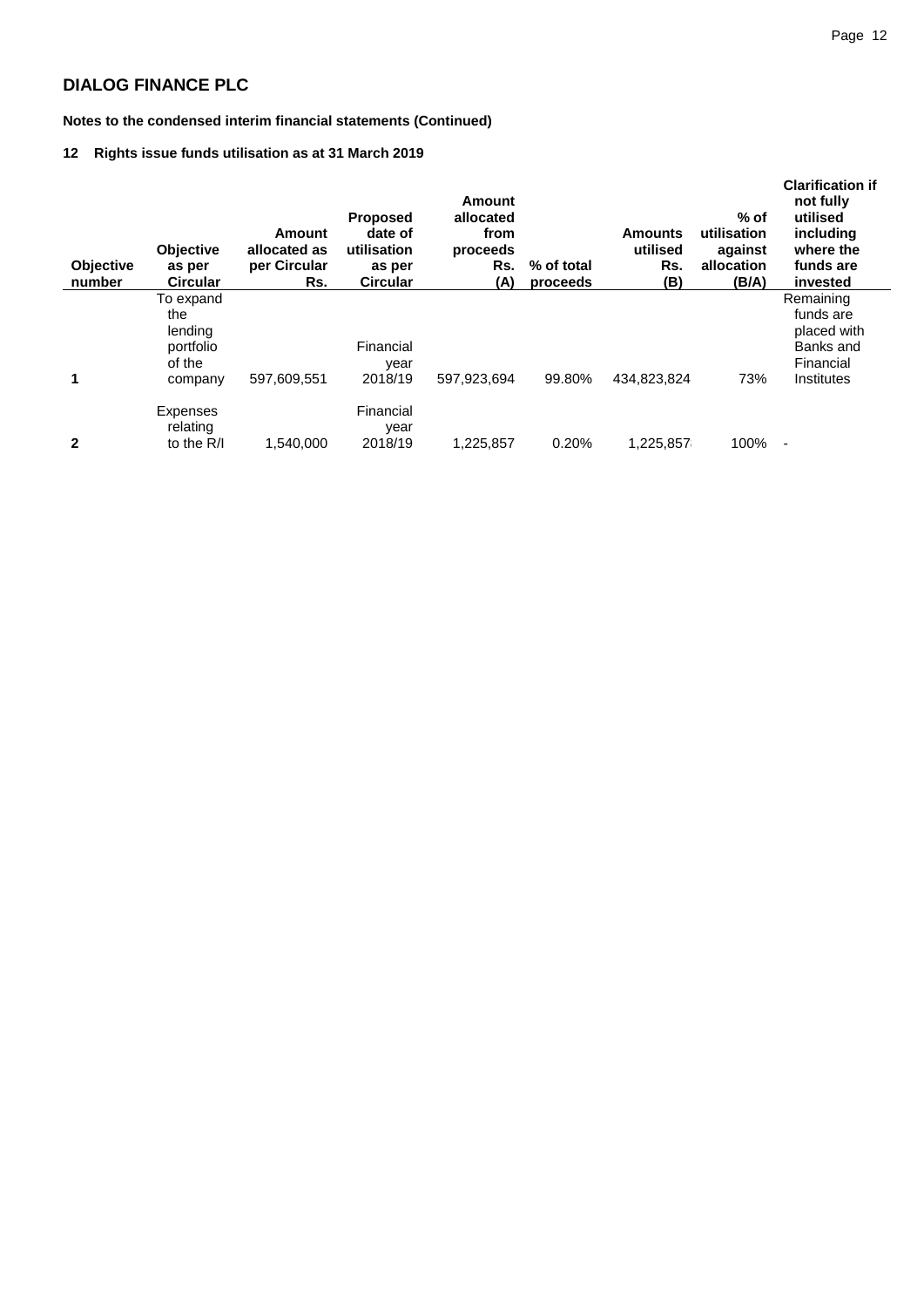## DIALOG FINANCE PLC

**Notes to the condensed interim financial statements (Continued)**

### 12 Rights issue funds utilisation as at 31 March 2019

| Objective number | Objective as per Circular | Amount allocated as per Circular Rs. | Proposed date of utilisation as per Circular | Amount allocated from proceeds Rs. (A) | % of total proceeds | Amounts utilised Rs. (B) | % of utilisation against allocation (B/A) | Clarification if not fully utilised including where the funds are invested |
|---|---|---|---|---|---|---|---|---|
| 1 | To expand the lending portfolio of the company | 597,609,551 | Financial year 2018/19 | 597,923,694 | 99.80% | 434,823,824 | 73% | Remaining funds are placed with Banks and Financial Institutes |
| 2 | Expenses relating to the R/I | 1,540,000 | Financial year 2018/19 | 1,225,857 | 0.20% | 1,225,857 | 100% | - |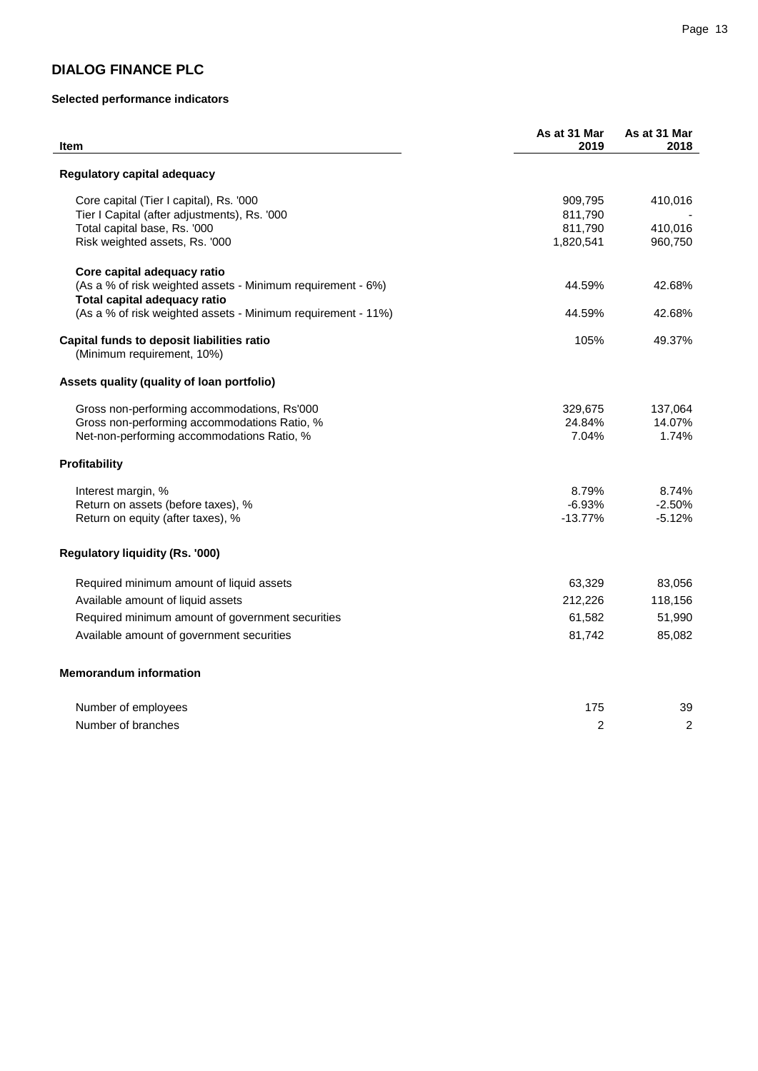## DIALOG FINANCE PLC

### Selected performance indicators

| Item | As at 31 Mar 2019 | As at 31 Mar 2018 |
|---|---|---|
| **Regulatory capital adequacy** | | |
| Core capital (Tier I capital), Rs. '000 | 909,795 | 410,016 |
| Tier I Capital (after adjustments), Rs. '000 | 811,790 | - |
| Total capital base, Rs. '000 | 811,790 | 410,016 |
| Risk weighted assets, Rs. '000 | 1,820,541 | 960,750 |
| **Core capital adequacy ratio** (As a % of risk weighted assets - Minimum requirement - 6%) | 44.59% | 42.68% |
| **Total capital adequacy ratio** (As a % of risk weighted assets - Minimum requirement - 11%) | 44.59% | 42.68% |
| **Capital funds to deposit liabilities ratio** (Minimum requirement, 10%) | 105% | 49.37% |
| **Assets quality (quality of loan portfolio)** | | |
| Gross non-performing accommodations, Rs'000 | 329,675 | 137,064 |
| Gross non-performing accommodations Ratio, % | 24.84% | 14.07% |
| Net-non-performing accommodations Ratio, % | 7.04% | 1.74% |
| **Profitability** | | |
| Interest margin, % | 8.79% | 8.74% |
| Return on assets (before taxes), % | -6.93% | -2.50% |
| Return on equity (after taxes), % | -13.77% | -5.12% |
| **Regulatory liquidity (Rs. '000)** | | |
| Required minimum amount of liquid assets | 63,329 | 83,056 |
| Available amount of liquid assets | 212,226 | 118,156 |
| Required minimum amount of government securities | 61,582 | 51,990 |
| Available amount of government securities | 81,742 | 85,082 |
| **Memorandum information** | | |
| Number of employees | 175 | 39 |
| Number of branches | 2 | 2 |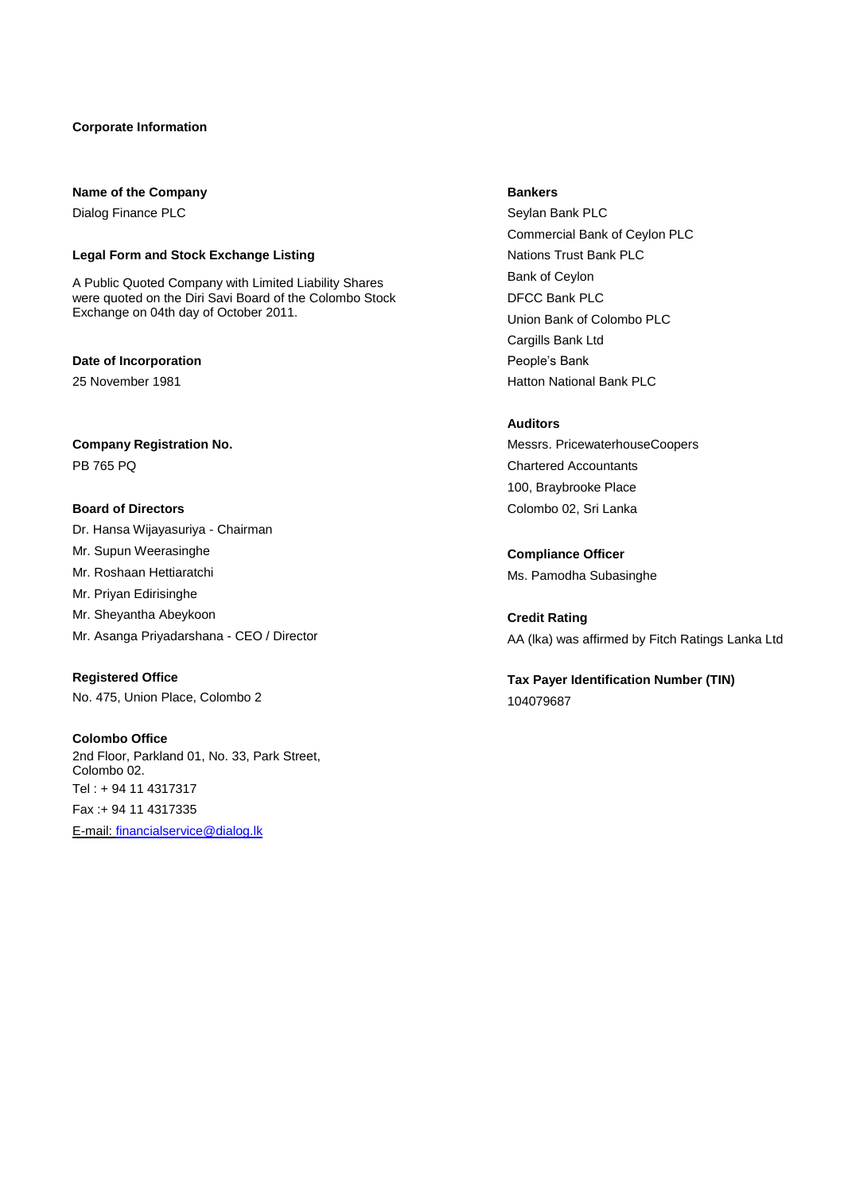## Corporate Information

**Name of the Company**

Dialog Finance PLC

**Legal Form and Stock Exchange Listing**

A Public Quoted Company with Limited Liability Shares were quoted on the Diri Savi Board of the Colombo Stock Exchange on 04th day of October 2011.

**Date of Incorporation**

25 November 1981

**Company Registration No.**

PB 765 PQ

**Board of Directors**

Dr. Hansa Wijayasuriya - Chairman
Mr. Supun Weerasinghe
Mr. Roshaan Hettiaratchi
Mr. Priyan Edirisinghe
Mr. Sheyantha Abeykoon
Mr. Asanga Priyadarshana - CEO / Director

**Registered Office**

No. 475, Union Place, Colombo 2

**Colombo Office**

2nd Floor, Parkland 01, No. 33, Park Street, Colombo 02.
Tel : + 94 11 4317317
Fax :+ 94 11 4317335
E-mail: financialservice@dialog.lk

**Bankers**

Seylan Bank PLC
Commercial Bank of Ceylon PLC
Nations Trust Bank PLC
Bank of Ceylon
DFCC Bank PLC
Union Bank of Colombo PLC
Cargills Bank Ltd
People's Bank
Hatton National Bank PLC

**Auditors**

Messrs. PricewaterhouseCoopers
Chartered Accountants
100, Braybrooke Place
Colombo 02, Sri Lanka

**Compliance Officer**

Ms. Pamodha Subasinghe

**Credit Rating**

AA (lka) was affirmed by Fitch Ratings Lanka Ltd

**Tax Payer Identification Number (TIN)**

104079687